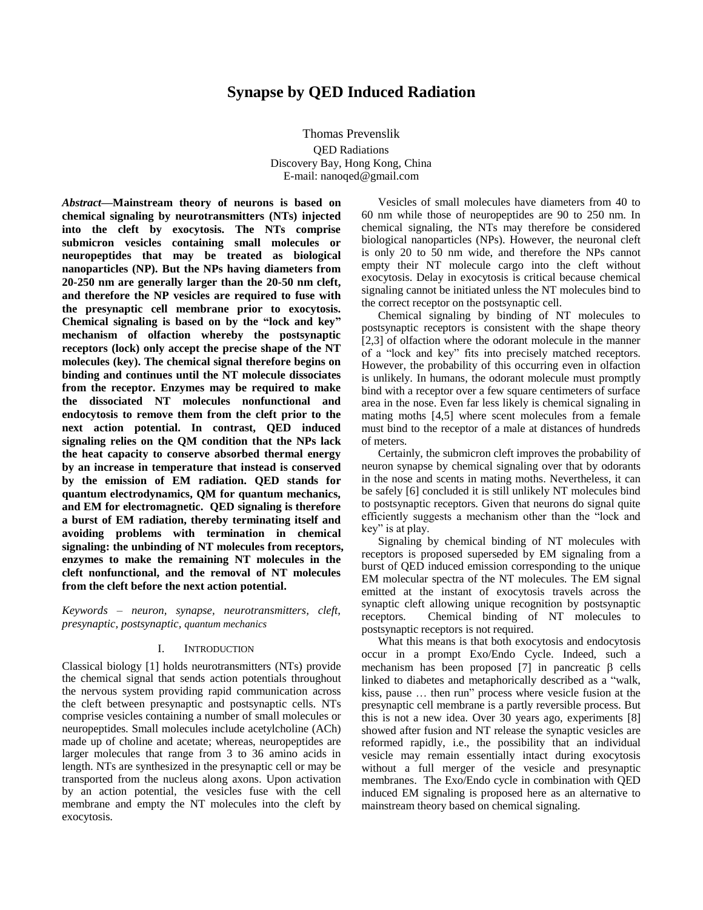# Synapse by QED Induced Radiation

Thomas Prevenslik

QED Radiations
Discovery Bay, Hong Kong, China
E-mail: nanoqed@gmail.com

***Abstract*—Mainstream theory of neurons is based on chemical signaling by neurotransmitters (NTs) injected into the cleft by exocytosis. The NTs comprise submicron vesicles containing small molecules or neuropeptides that may be treated as biological nanoparticles (NP). But the NPs having diameters from 20-250 nm are generally larger than the 20-50 nm cleft, and therefore the NP vesicles are required to fuse with the presynaptic cell membrane prior to exocytosis. Chemical signaling is based on by the "lock and key" mechanism of olfaction whereby the postsynaptic receptors (lock) only accept the precise shape of the NT molecules (key). The chemical signal therefore begins on binding and continues until the NT molecule dissociates from the receptor. Enzymes may be required to make the dissociated NT molecules nonfunctional and endocytosis to remove them from the cleft prior to the next action potential. In contrast, QED induced signaling relies on the QM condition that the NPs lack the heat capacity to conserve absorbed thermal energy by an increase in temperature that instead is conserved by the emission of EM radiation. QED stands for quantum electrodynamics, QM for quantum mechanics, and EM for electromagnetic. QED signaling is therefore a burst of EM radiation, thereby terminating itself and avoiding problems with termination in chemical signaling: the unbinding of NT molecules from receptors, enzymes to make the remaining NT molecules in the cleft nonfunctional, and the removal of NT molecules from the cleft before the next action potential.**

*Keywords – neuron, synapse, neurotransmitters, cleft, presynaptic, postsynaptic, quantum mechanics*

## I. INTRODUCTION

Classical biology [1] holds neurotransmitters (NTs) provide the chemical signal that sends action potentials throughout the nervous system providing rapid communication across the cleft between presynaptic and postsynaptic cells. NTs comprise vesicles containing a number of small molecules or neuropeptides. Small molecules include acetylcholine (ACh) made up of choline and acetate; whereas, neuropeptides are larger molecules that range from 3 to 36 amino acids in length. NTs are synthesized in the presynaptic cell or may be transported from the nucleus along axons. Upon activation by an action potential, the vesicles fuse with the cell membrane and empty the NT molecules into the cleft by exocytosis.

Vesicles of small molecules have diameters from 40 to 60 nm while those of neuropeptides are 90 to 250 nm. In chemical signaling, the NTs may therefore be considered biological nanoparticles (NPs). However, the neuronal cleft is only 20 to 50 nm wide, and therefore the NPs cannot empty their NT molecule cargo into the cleft without exocytosis. Delay in exocytosis is critical because chemical signaling cannot be initiated unless the NT molecules bind to the correct receptor on the postsynaptic cell.

Chemical signaling by binding of NT molecules to postsynaptic receptors is consistent with the shape theory [2,3] of olfaction where the odorant molecule in the manner of a "lock and key" fits into precisely matched receptors. However, the probability of this occurring even in olfaction is unlikely. In humans, the odorant molecule must promptly bind with a receptor over a few square centimeters of surface area in the nose. Even far less likely is chemical signaling in mating moths [4,5] where scent molecules from a female must bind to the receptor of a male at distances of hundreds of meters.

Certainly, the submicron cleft improves the probability of neuron synapse by chemical signaling over that by odorants in the nose and scents in mating moths. Nevertheless, it can be safely [6] concluded it is still unlikely NT molecules bind to postsynaptic receptors. Given that neurons do signal quite efficiently suggests a mechanism other than the "lock and key" is at play.

Signaling by chemical binding of NT molecules with receptors is proposed superseded by EM signaling from a burst of QED induced emission corresponding to the unique EM molecular spectra of the NT molecules. The EM signal emitted at the instant of exocytosis travels across the synaptic cleft allowing unique recognition by postsynaptic receptors. Chemical binding of NT molecules to postsynaptic receptors is not required.

What this means is that both exocytosis and endocytosis occur in a prompt Exo/Endo Cycle. Indeed, such a mechanism has been proposed [7] in pancreatic $\beta$ cells linked to diabetes and metaphorically described as a "walk, kiss, pause … then run" process where vesicle fusion at the presynaptic cell membrane is a partly reversible process. But this is not a new idea. Over 30 years ago, experiments [8] showed after fusion and NT release the synaptic vesicles are reformed rapidly, i.e., the possibility that an individual vesicle may remain essentially intact during exocytosis without a full merger of the vesicle and presynaptic membranes. The Exo/Endo cycle in combination with QED induced EM signaling is proposed here as an alternative to mainstream theory based on chemical signaling.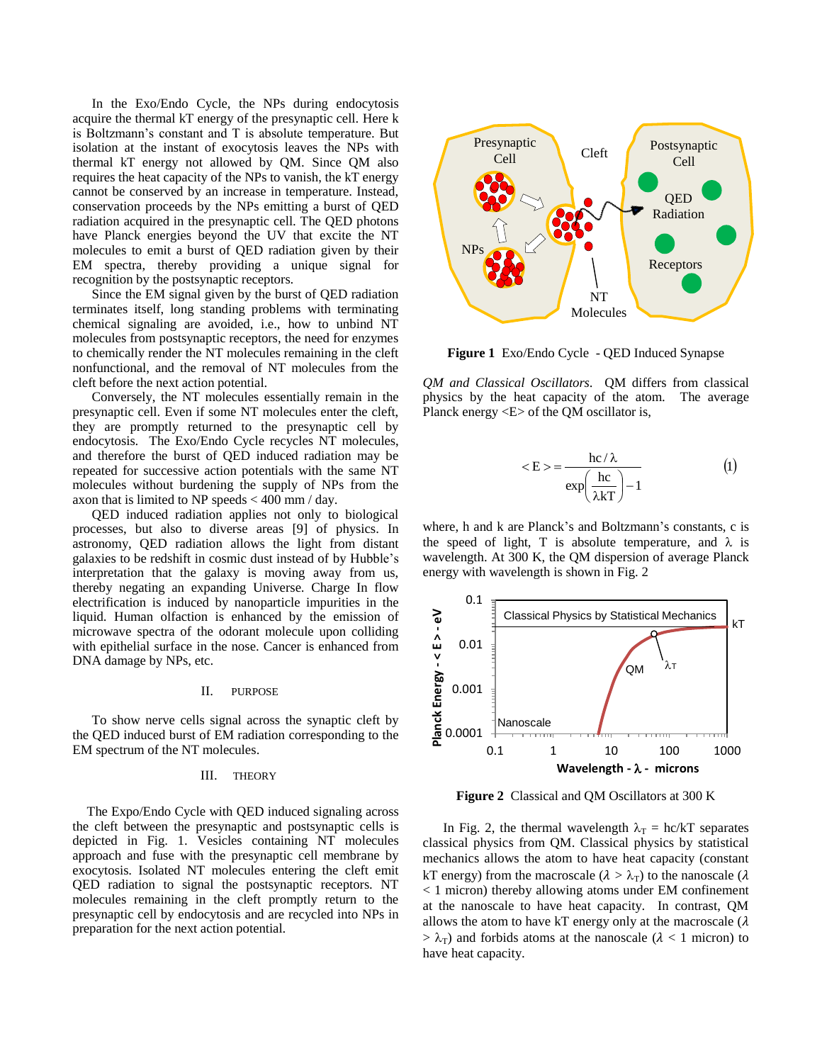In the Exo/Endo Cycle, the NPs during endocytosis acquire the thermal kT energy of the presynaptic cell. Here k is Boltzmann's constant and T is absolute temperature. But isolation at the instant of exocytosis leaves the NPs with thermal kT energy not allowed by QM. Since QM also requires the heat capacity of the NPs to vanish, the kT energy cannot be conserved by an increase in temperature. Instead, conservation proceeds by the NPs emitting a burst of QED radiation acquired in the presynaptic cell. The QED photons have Planck energies beyond the UV that excite the NT molecules to emit a burst of QED radiation given by their EM spectra, thereby providing a unique signal for recognition by the postsynaptic receptors.

Since the EM signal given by the burst of QED radiation terminates itself, long standing problems with terminating chemical signaling are avoided, i.e., how to unbind NT molecules from postsynaptic receptors, the need for enzymes to chemically render the NT molecules remaining in the cleft nonfunctional, and the removal of NT molecules from the cleft before the next action potential.

Conversely, the NT molecules essentially remain in the presynaptic cell. Even if some NT molecules enter the cleft, they are promptly returned to the presynaptic cell by endocytosis. The Exo/Endo Cycle recycles NT molecules, and therefore the burst of QED induced radiation may be repeated for successive action potentials with the same NT molecules without burdening the supply of NPs from the axon that is limited to NP speeds < 400 mm / day.

QED induced radiation applies not only to biological processes, but also to diverse areas [9] of physics. In astronomy, QED radiation allows the light from distant galaxies to be redshift in cosmic dust instead of by Hubble's interpretation that the galaxy is moving away from us, thereby negating an expanding Universe. Charge In flow electrification is induced by nanoparticle impurities in the liquid. Human olfaction is enhanced by the emission of microwave spectra of the odorant molecule upon colliding with epithelial surface in the nose. Cancer is enhanced from DNA damage by NPs, etc.

## II. PURPOSE

To show nerve cells signal across the synaptic cleft by the QED induced burst of EM radiation corresponding to the EM spectrum of the NT molecules.

## III. THEORY

The Expo/Endo Cycle with QED induced signaling across the cleft between the presynaptic and postsynaptic cells is depicted in Fig. 1. Vesicles containing NT molecules approach and fuse with the presynaptic cell membrane by exocytosis. Isolated NT molecules entering the cleft emit QED radiation to signal the postsynaptic receptors. NT molecules remaining in the cleft promptly return to the presynaptic cell by endocytosis and are recycled into NPs in preparation for the next action potential.

**Figure 1** Exo/Endo Cycle - QED Induced Synapse

*QM and Classical Oscillators.* QM differs from classical physics by the heat capacity of the atom. The average Planck energy <E> of the QM oscillator is,

$$< E > = \frac{hc/\lambda}{\exp\left(\frac{hc}{\lambda kT}\right) - 1} \tag{1}$$

where, h and k are Planck's and Boltzmann's constants, c is the speed of light, T is absolute temperature, and $\lambda$ is wavelength. At 300 K, the QM dispersion of average Planck energy with wavelength is shown in Fig. 2

**Figure 2** Classical and QM Oscillators at 300 K

In Fig. 2, the thermal wavelength $\lambda_T$ = hc/kT separates classical physics from QM. Classical physics by statistical mechanics allows the atom to have heat capacity (constant kT energy) from the macroscale ($\lambda > \lambda_T$) to the nanoscale ($\lambda$ < 1 micron) thereby allowing atoms under EM confinement at the nanoscale to have heat capacity. In contrast, QM allows the atom to have kT energy only at the macroscale ($\lambda > \lambda_T$) and forbids atoms at the nanoscale ($\lambda$ < 1 micron) to have heat capacity.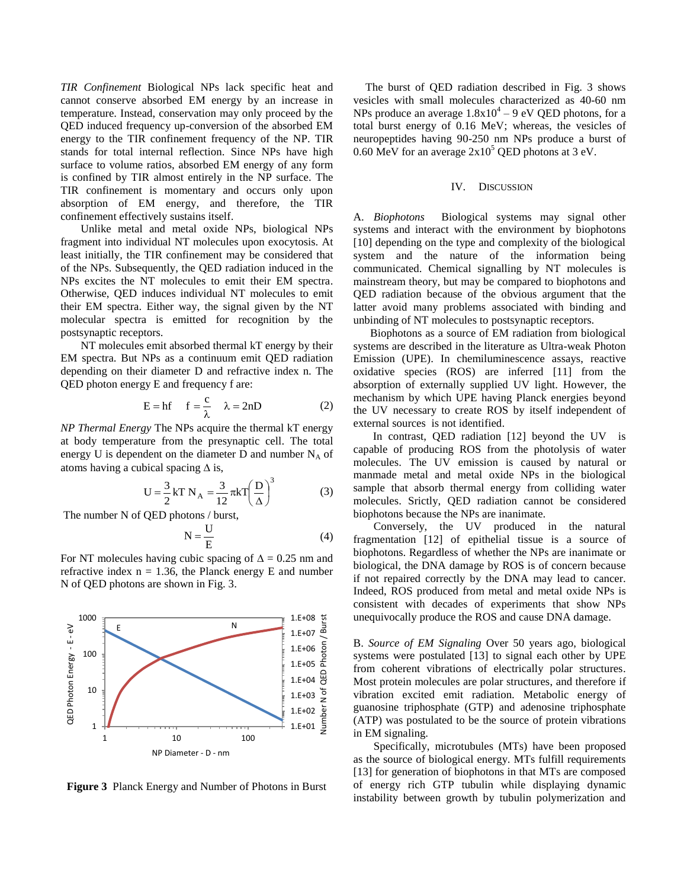*TIR Confinement* Biological NPs lack specific heat and cannot conserve absorbed EM energy by an increase in temperature. Instead, conservation may only proceed by the QED induced frequency up-conversion of the absorbed EM energy to the TIR confinement frequency of the NP. TIR stands for total internal reflection. Since NPs have high surface to volume ratios, absorbed EM energy of any form is confined by TIR almost entirely in the NP surface. The TIR confinement is momentary and occurs only upon absorption of EM energy, and therefore, the TIR confinement effectively sustains itself.

Unlike metal and metal oxide NPs, biological NPs fragment into individual NT molecules upon exocytosis. At least initially, the TIR confinement may be considered that of the NPs. Subsequently, the QED radiation induced in the NPs excites the NT molecules to emit their EM spectra. Otherwise, QED induces individual NT molecules to emit their EM spectra. Either way, the signal given by the NT molecular spectra is emitted for recognition by the postsynaptic receptors.

NT molecules emit absorbed thermal kT energy by their EM spectra. But NPs as a continuum emit QED radiation depending on their diameter D and refractive index n. The QED photon energy E and frequency f are:

$$E = hf \quad f = \frac{c}{\lambda} \quad \lambda = 2nD \tag{2}$$

*NP Thermal Energy* The NPs acquire the thermal kT energy at body temperature from the presynaptic cell. The total energy U is dependent on the diameter D and number $N_A$ of atoms having a cubical spacing $\Delta$ is,

$$U = \frac{3}{2} kT \, N_A = \frac{3}{12} \pi kT \left( \frac{D}{\Delta} \right)^3 \tag{3}$$

The number N of QED photons / burst,

$$N = \frac{U}{E} \tag{4}$$

For NT molecules having cubic spacing of $\Delta$ = 0.25 nm and refractive index n = 1.36, the Planck energy E and number N of QED photons are shown in Fig. 3.

**Figure 3** Planck Energy and Number of Photons in Burst

The burst of QED radiation described in Fig. 3 shows vesicles with small molecules characterized as 40-60 nm NPs produce an average $1.8 \times 10^4$ – 9 eV QED photons, for a total burst energy of 0.16 MeV; whereas, the vesicles of neuropeptides having 90-250 nm NPs produce a burst of 0.60 MeV for an average $2 \times 10^5$ QED photons at 3 eV.

## IV. Discussion

A. *Biophotons* Biological systems may signal other systems and interact with the environment by biophotons [10] depending on the type and complexity of the biological system and the nature of the information being communicated. Chemical signalling by NT molecules is mainstream theory, but may be compared to biophotons and QED radiation because of the obvious argument that the latter avoid many problems associated with binding and unbinding of NT molecules to postsynaptic receptors.

Biophotons as a source of EM radiation from biological systems are described in the literature as Ultra-weak Photon Emission (UPE). In chemiluminescence assays, reactive oxidative species (ROS) are inferred [11] from the absorption of externally supplied UV light. However, the mechanism by which UPE having Planck energies beyond the UV necessary to create ROS by itself independent of external sources is not identified.

In contrast, QED radiation [12] beyond the UV is capable of producing ROS from the photolysis of water molecules. The UV emission is caused by natural or manmade metal and metal oxide NPs in the biological sample that absorb thermal energy from colliding water molecules. Srictly, QED radiation cannot be considered biophotons because the NPs are inanimate.

Conversely, the UV produced in the natural fragmentation [12] of epithelial tissue is a source of biophotons. Regardless of whether the NPs are inanimate or biological, the DNA damage by ROS is of concern because if not repaired correctly by the DNA may lead to cancer. Indeed, ROS produced from metal and metal oxide NPs is consistent with decades of experiments that show NPs unequivocally produce the ROS and cause DNA damage.

B. *Source of EM Signaling* Over 50 years ago, biological systems were postulated [13] to signal each other by UPE from coherent vibrations of electrically polar structures. Most protein molecules are polar structures, and therefore if vibration excited emit radiation. Metabolic energy of guanosine triphosphate (GTP) and adenosine triphosphate (ATP) was postulated to be the source of protein vibrations in EM signaling.

Specifically, microtubules (MTs) have been proposed as the source of biological energy. MTs fulfill requirements [13] for generation of biophotons in that MTs are composed of energy rich GTP tubulin while displaying dynamic instability between growth by tubulin polymerization and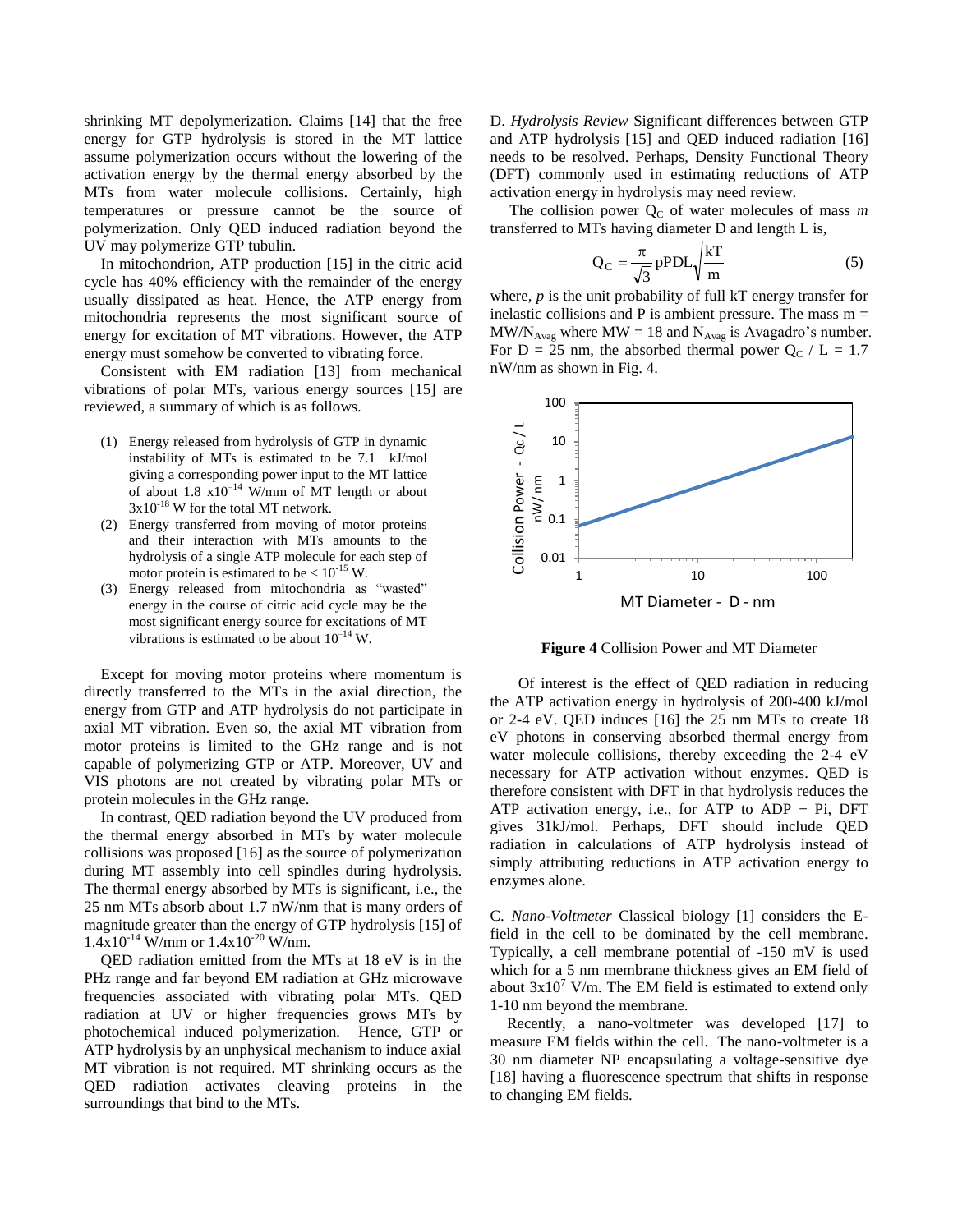shrinking MT depolymerization. Claims [14] that the free energy for GTP hydrolysis is stored in the MT lattice assume polymerization occurs without the lowering of the activation energy by the thermal energy absorbed by the MTs from water molecule collisions. Certainly, high temperatures or pressure cannot be the source of polymerization. Only QED induced radiation beyond the UV may polymerize GTP tubulin.

In mitochondrion, ATP production [15] in the citric acid cycle has 40% efficiency with the remainder of the energy usually dissipated as heat. Hence, the ATP energy from mitochondria represents the most significant source of energy for excitation of MT vibrations. However, the ATP energy must somehow be converted to vibrating force.

Consistent with EM radiation [13] from mechanical vibrations of polar MTs, various energy sources [15] are reviewed, a summary of which is as follows.

1. Energy released from hydrolysis of GTP in dynamic instability of MTs is estimated to be 7.1 kJ/mol giving a corresponding power input to the MT lattice of about $1.8 \times 10^{-14}$ W/mm of MT length or about $3 \times 10^{-18}$ W for the total MT network.
2. Energy transferred from moving of motor proteins and their interaction with MTs amounts to the hydrolysis of a single ATP molecule for each step of motor protein is estimated to be $< 10^{-15}$ W.
3. Energy released from mitochondria as "wasted" energy in the course of citric acid cycle may be the most significant energy source for excitations of MT vibrations is estimated to be about $10^{-14}$ W.

Except for moving motor proteins where momentum is directly transferred to the MTs in the axial direction, the energy from GTP and ATP hydrolysis do not participate in axial MT vibration. Even so, the axial MT vibration from motor proteins is limited to the GHz range and is not capable of polymerizing GTP or ATP. Moreover, UV and VIS photons are not created by vibrating polar MTs or protein molecules in the GHz range.

In contrast, QED radiation beyond the UV produced from the thermal energy absorbed in MTs by water molecule collisions was proposed [16] as the source of polymerization during MT assembly into cell spindles during hydrolysis. The thermal energy absorbed by MTs is significant, i.e., the 25 nm MTs absorb about 1.7 nW/nm that is many orders of magnitude greater than the energy of GTP hydrolysis [15] of $1.4 \times 10^{-14}$ W/mm or $1.4 \times 10^{-20}$ W/nm.

QED radiation emitted from the MTs at 18 eV is in the PHz range and far beyond EM radiation at GHz microwave frequencies associated with vibrating polar MTs. QED radiation at UV or higher frequencies grows MTs by photochemical induced polymerization. Hence, GTP or ATP hydrolysis by an unphysical mechanism to induce axial MT vibration is not required. MT shrinking occurs as the QED radiation activates cleaving proteins in the surroundings that bind to the MTs.

D. *Hydrolysis Review* Significant differences between GTP and ATP hydrolysis [15] and QED induced radiation [16] needs to be resolved. Perhaps, Density Functional Theory (DFT) commonly used in estimating reductions of ATP activation energy in hydrolysis may need review.

The collision power $Q_C$ of water molecules of mass *m* transferred to MTs having diameter D and length L is,

$$Q_C = \frac{\pi}{\sqrt{3}} pPDL\sqrt{\frac{kT}{m}} \tag{5}$$

where, *p* is the unit probability of full kT energy transfer for inelastic collisions and P is ambient pressure. The mass $m = MW/N_{Avag}$ where MW = 18 and $N_{Avag}$ is Avagadro's number. For D = 25 nm, the absorbed thermal power $Q_C$ / L = 1.7 nW/nm as shown in Fig. 4.

**Figure 4** Collision Power and MT Diameter

Of interest is the effect of QED radiation in reducing the ATP activation energy in hydrolysis of 200-400 kJ/mol or 2-4 eV. QED induces [16] the 25 nm MTs to create 18 eV photons in conserving absorbed thermal energy from water molecule collisions, thereby exceeding the 2-4 eV necessary for ATP activation without enzymes. QED is therefore consistent with DFT in that hydrolysis reduces the ATP activation energy, i.e., for ATP to ADP + Pi, DFT gives 31kJ/mol. Perhaps, DFT should include QED radiation in calculations of ATP hydrolysis instead of simply attributing reductions in ATP activation energy to enzymes alone.

C. *Nano-Voltmeter* Classical biology [1] considers the E-field in the cell to be dominated by the cell membrane. Typically, a cell membrane potential of -150 mV is used which for a 5 nm membrane thickness gives an EM field of about $3 \times 10^{7}$ V/m. The EM field is estimated to extend only 1-10 nm beyond the membrane.

Recently, a nano-voltmeter was developed [17] to measure EM fields within the cell. The nano-voltmeter is a 30 nm diameter NP encapsulating a voltage-sensitive dye [18] having a fluorescence spectrum that shifts in response to changing EM fields.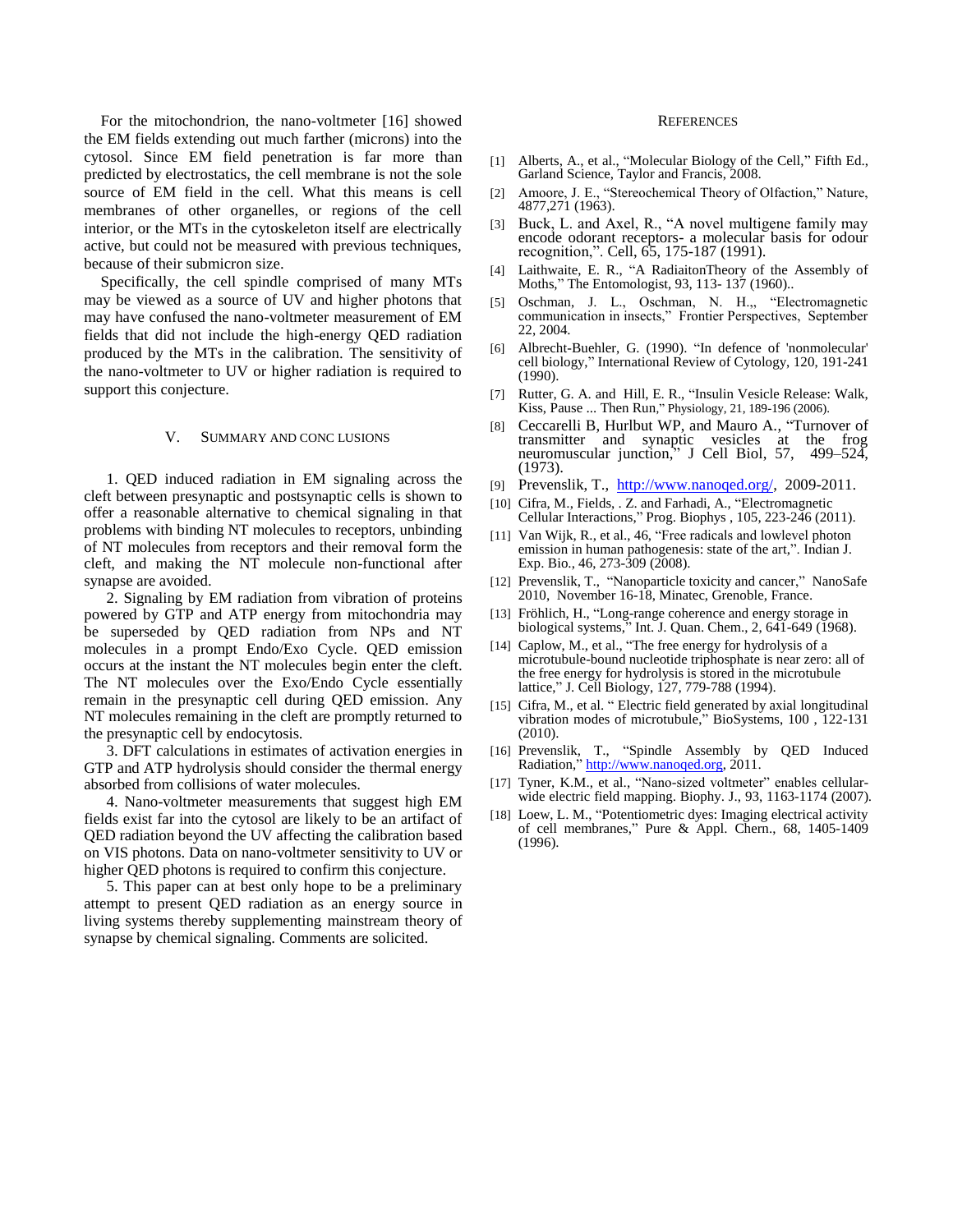For the mitochondrion, the nano-voltmeter [16] showed the EM fields extending out much farther (microns) into the cytosol. Since EM field penetration is far more than predicted by electrostatics, the cell membrane is not the sole source of EM field in the cell. What this means is cell membranes of other organelles, or regions of the cell interior, or the MTs in the cytoskeleton itself are electrically active, but could not be measured with previous techniques, because of their submicron size.

Specifically, the cell spindle comprised of many MTs may be viewed as a source of UV and higher photons that may have confused the nano-voltmeter measurement of EM fields that did not include the high-energy QED radiation produced by the MTs in the calibration. The sensitivity of the nano-voltmeter to UV or higher radiation is required to support this conjecture.

## V. SUMMARY AND CONC LUSIONS

1. QED induced radiation in EM signaling across the cleft between presynaptic and postsynaptic cells is shown to offer a reasonable alternative to chemical signaling in that problems with binding NT molecules to receptors, unbinding of NT molecules from receptors and their removal form the cleft, and making the NT molecule non-functional after synapse are avoided.

2. Signaling by EM radiation from vibration of proteins powered by GTP and ATP energy from mitochondria may be superseded by QED radiation from NPs and NT molecules in a prompt Endo/Exo Cycle. QED emission occurs at the instant the NT molecules begin enter the cleft. The NT molecules over the Exo/Endo Cycle essentially remain in the presynaptic cell during QED emission. Any NT molecules remaining in the cleft are promptly returned to the presynaptic cell by endocytosis.

3. DFT calculations in estimates of activation energies in GTP and ATP hydrolysis should consider the thermal energy absorbed from collisions of water molecules.

4. Nano-voltmeter measurements that suggest high EM fields exist far into the cytosol are likely to be an artifact of QED radiation beyond the UV affecting the calibration based on VIS photons. Data on nano-voltmeter sensitivity to UV or higher QED photons is required to confirm this conjecture.

5. This paper can at best only hope to be a preliminary attempt to present QED radiation as an energy source in living systems thereby supplementing mainstream theory of synapse by chemical signaling. Comments are solicited.

## REFERENCES

[1] Alberts, A., et al., "Molecular Biology of the Cell," Fifth Ed., Garland Science, Taylor and Francis, 2008.

[2] Amoore, J. E., "Stereochemical Theory of Olfaction," Nature, 4877,271 (1963).

[3] Buck, L. and Axel, R., "A novel multigene family may encode odorant receptors- a molecular basis for odour recognition,". Cell, 65, 175-187 (1991).

[4] Laithwaite, E. R., "A RadiaitonTheory of the Assembly of Moths," The Entomologist, 93, 113- 137 (1960)..

[5] Oschman, J. L., Oschman, N. H.,, "Electromagnetic communication in insects," Frontier Perspectives, September 22, 2004.

[6] Albrecht-Buehler, G. (1990). "In defence of 'nonmolecular' cell biology," International Review of Cytology, 120, 191-241 (1990).

[7] Rutter, G. A. and Hill, E. R., "Insulin Vesicle Release: Walk, Kiss, Pause ... Then Run," Physiology, 21, 189-196 (2006).

[8] Ceccarelli B, Hurlbut WP, and Mauro A., "Turnover of transmitter and synaptic vesicles at the frog neuromuscular junction," J Cell Biol, 57, 499–524, (1973).

[9] Prevenslik, T., http://www.nanoqed.org/, 2009-2011.

[10] Cifra, M., Fields, . Z. and Farhadi, A., "Electromagnetic Cellular Interactions," Prog. Biophys , 105, 223-246 (2011).

[11] Van Wijk, R., et al., 46, "Free radicals and lowlevel photon emission in human pathogenesis: state of the art,". Indian J. Exp. Bio., 46, 273-309 (2008).

[12] Prevenslik, T., "Nanoparticle toxicity and cancer," NanoSafe 2010, November 16-18, Minatec, Grenoble, France.

[13] Fröhlich, H., "Long-range coherence and energy storage in biological systems," Int. J. Quan. Chem., 2, 641-649 (1968).

[14] Caplow, M., et al., "The free energy for hydrolysis of a microtubule-bound nucleotide triphosphate is near zero: all of the free energy for hydrolysis is stored in the microtubule lattice," J. Cell Biology, 127, 779-788 (1994).

[15] Cifra, M., et al. " Electric field generated by axial longitudinal vibration modes of microtubule," BioSystems, 100 , 122-131 (2010).

[16] Prevenslik, T., "Spindle Assembly by QED Induced Radiation," http://www.nanoqed.org, 2011.

[17] Tyner, K.M., et al., "Nano-sized voltmeter" enables cellular-wide electric field mapping. Biophy. J., 93, 1163-1174 (2007).

[18] Loew, L. M., "Potentiometric dyes: Imaging electrical activity of cell membranes," Pure & Appl. Chern., 68, 1405-1409 (1996).